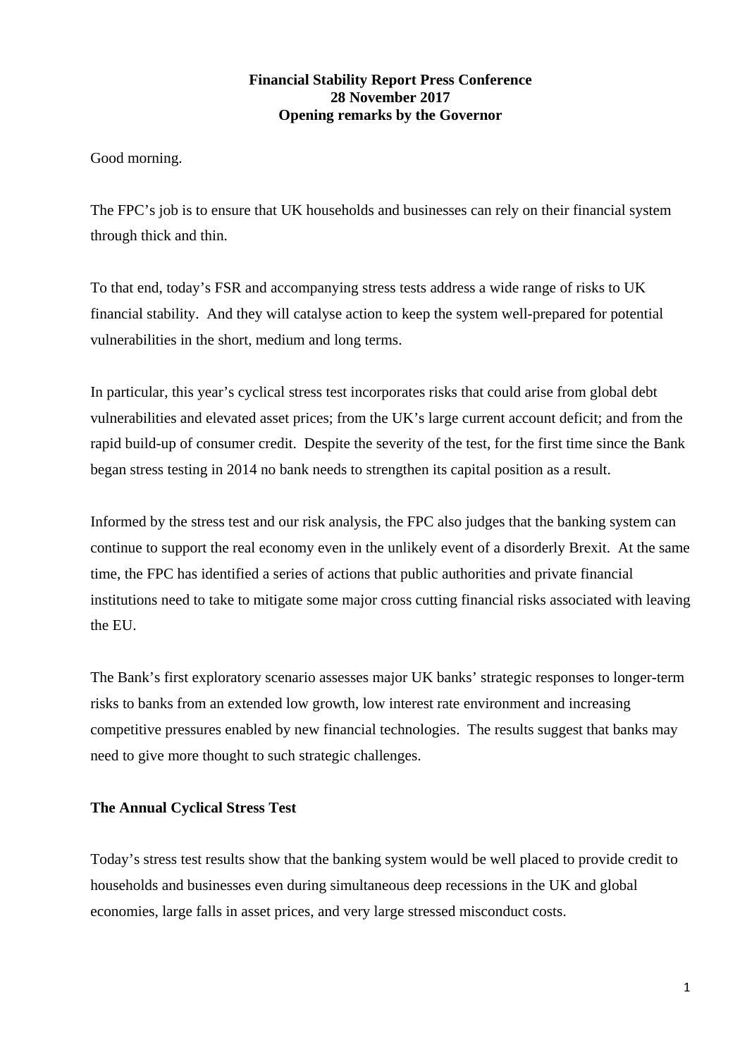**Financial Stability Report Press Conference**
**28 November 2017**
**Opening remarks by the Governor**

Good morning.

The FPC's job is to ensure that UK households and businesses can rely on their financial system through thick and thin.

To that end, today's FSR and accompanying stress tests address a wide range of risks to UK financial stability. And they will catalyse action to keep the system well-prepared for potential vulnerabilities in the short, medium and long terms.

In particular, this year's cyclical stress test incorporates risks that could arise from global debt vulnerabilities and elevated asset prices; from the UK's large current account deficit; and from the rapid build-up of consumer credit. Despite the severity of the test, for the first time since the Bank began stress testing in 2014 no bank needs to strengthen its capital position as a result.

Informed by the stress test and our risk analysis, the FPC also judges that the banking system can continue to support the real economy even in the unlikely event of a disorderly Brexit. At the same time, the FPC has identified a series of actions that public authorities and private financial institutions need to take to mitigate some major cross cutting financial risks associated with leaving the EU.

The Bank's first exploratory scenario assesses major UK banks' strategic responses to longer-term risks to banks from an extended low growth, low interest rate environment and increasing competitive pressures enabled by new financial technologies. The results suggest that banks may need to give more thought to such strategic challenges.

**The Annual Cyclical Stress Test**

Today's stress test results show that the banking system would be well placed to provide credit to households and businesses even during simultaneous deep recessions in the UK and global economies, large falls in asset prices, and very large stressed misconduct costs.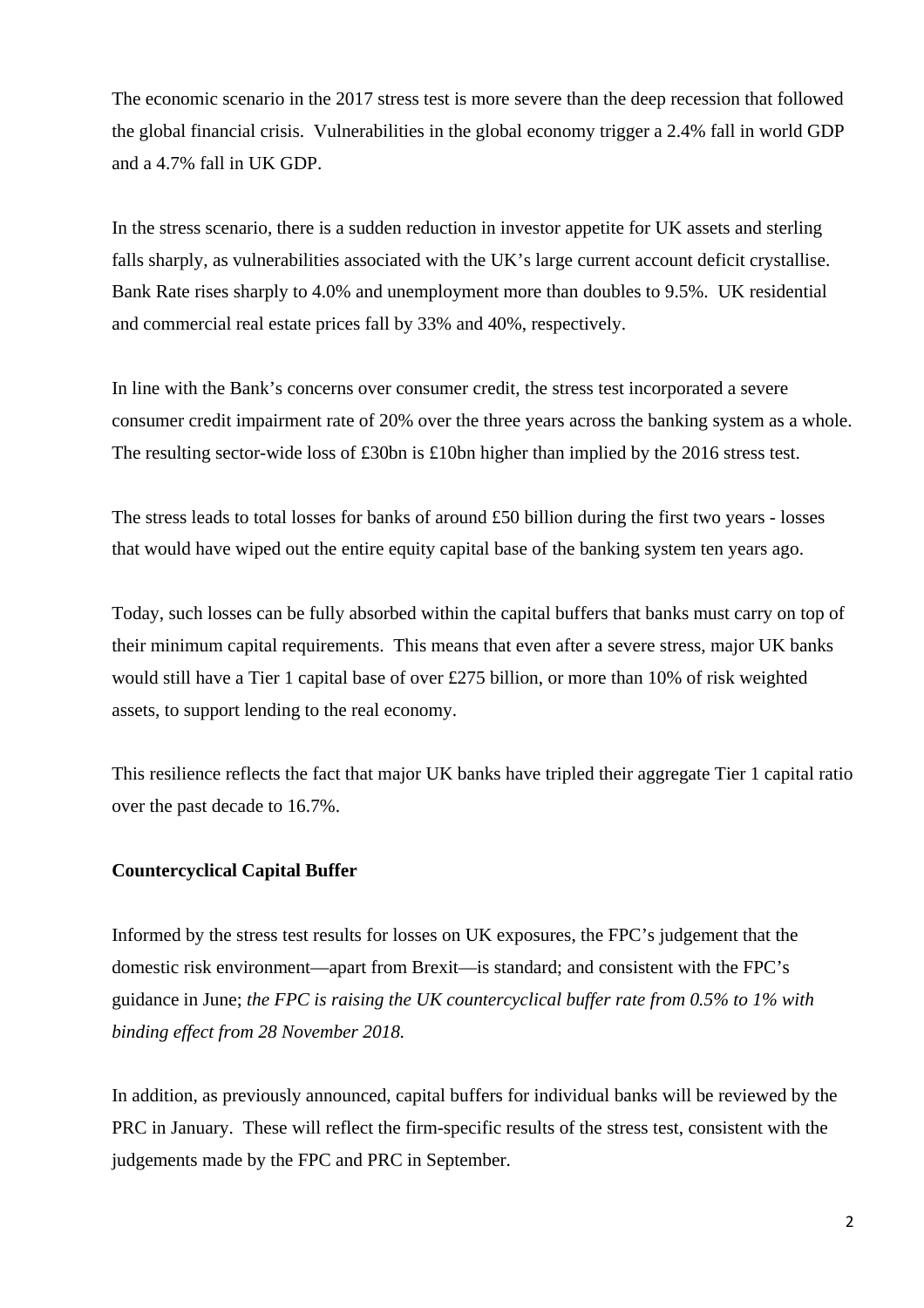The economic scenario in the 2017 stress test is more severe than the deep recession that followed the global financial crisis. Vulnerabilities in the global economy trigger a 2.4% fall in world GDP and a 4.7% fall in UK GDP.

In the stress scenario, there is a sudden reduction in investor appetite for UK assets and sterling falls sharply, as vulnerabilities associated with the UK's large current account deficit crystallise. Bank Rate rises sharply to 4.0% and unemployment more than doubles to 9.5%. UK residential and commercial real estate prices fall by 33% and 40%, respectively.

In line with the Bank's concerns over consumer credit, the stress test incorporated a severe consumer credit impairment rate of 20% over the three years across the banking system as a whole. The resulting sector-wide loss of £30bn is £10bn higher than implied by the 2016 stress test.

The stress leads to total losses for banks of around £50 billion during the first two years - losses that would have wiped out the entire equity capital base of the banking system ten years ago.

Today, such losses can be fully absorbed within the capital buffers that banks must carry on top of their minimum capital requirements. This means that even after a severe stress, major UK banks would still have a Tier 1 capital base of over £275 billion, or more than 10% of risk weighted assets, to support lending to the real economy.

This resilience reflects the fact that major UK banks have tripled their aggregate Tier 1 capital ratio over the past decade to 16.7%.

**Countercyclical Capital Buffer**

Informed by the stress test results for losses on UK exposures, the FPC's judgement that the domestic risk environment—apart from Brexit—is standard; and consistent with the FPC's guidance in June; *the FPC is raising the UK countercyclical buffer rate from 0.5% to 1% with binding effect from 28 November 2018.*

In addition, as previously announced, capital buffers for individual banks will be reviewed by the PRC in January. These will reflect the firm-specific results of the stress test, consistent with the judgements made by the FPC and PRC in September.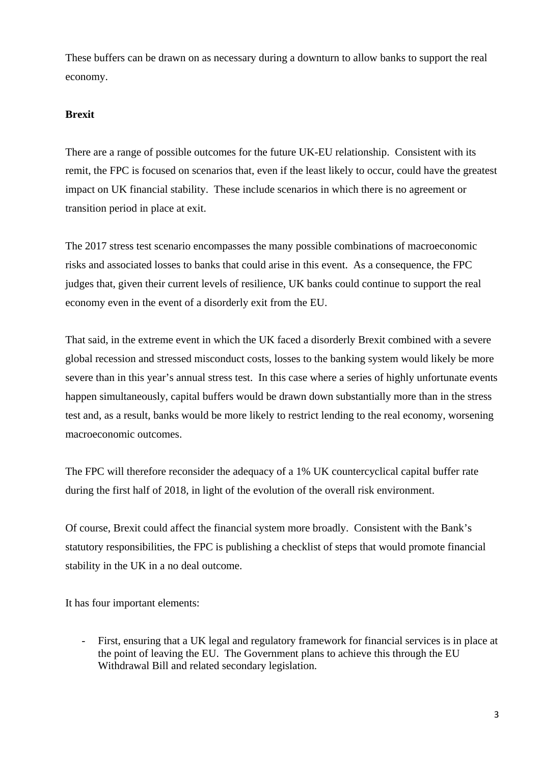These buffers can be drawn on as necessary during a downturn to allow banks to support the real economy.

**Brexit**

There are a range of possible outcomes for the future UK-EU relationship. Consistent with its remit, the FPC is focused on scenarios that, even if the least likely to occur, could have the greatest impact on UK financial stability. These include scenarios in which there is no agreement or transition period in place at exit.

The 2017 stress test scenario encompasses the many possible combinations of macroeconomic risks and associated losses to banks that could arise in this event. As a consequence, the FPC judges that, given their current levels of resilience, UK banks could continue to support the real economy even in the event of a disorderly exit from the EU.

That said, in the extreme event in which the UK faced a disorderly Brexit combined with a severe global recession and stressed misconduct costs, losses to the banking system would likely be more severe than in this year's annual stress test. In this case where a series of highly unfortunate events happen simultaneously, capital buffers would be drawn down substantially more than in the stress test and, as a result, banks would be more likely to restrict lending to the real economy, worsening macroeconomic outcomes.

The FPC will therefore reconsider the adequacy of a 1% UK countercyclical capital buffer rate during the first half of 2018, in light of the evolution of the overall risk environment.

Of course, Brexit could affect the financial system more broadly. Consistent with the Bank's statutory responsibilities, the FPC is publishing a checklist of steps that would promote financial stability in the UK in a no deal outcome.

It has four important elements:

- First, ensuring that a UK legal and regulatory framework for financial services is in place at the point of leaving the EU. The Government plans to achieve this through the EU Withdrawal Bill and related secondary legislation.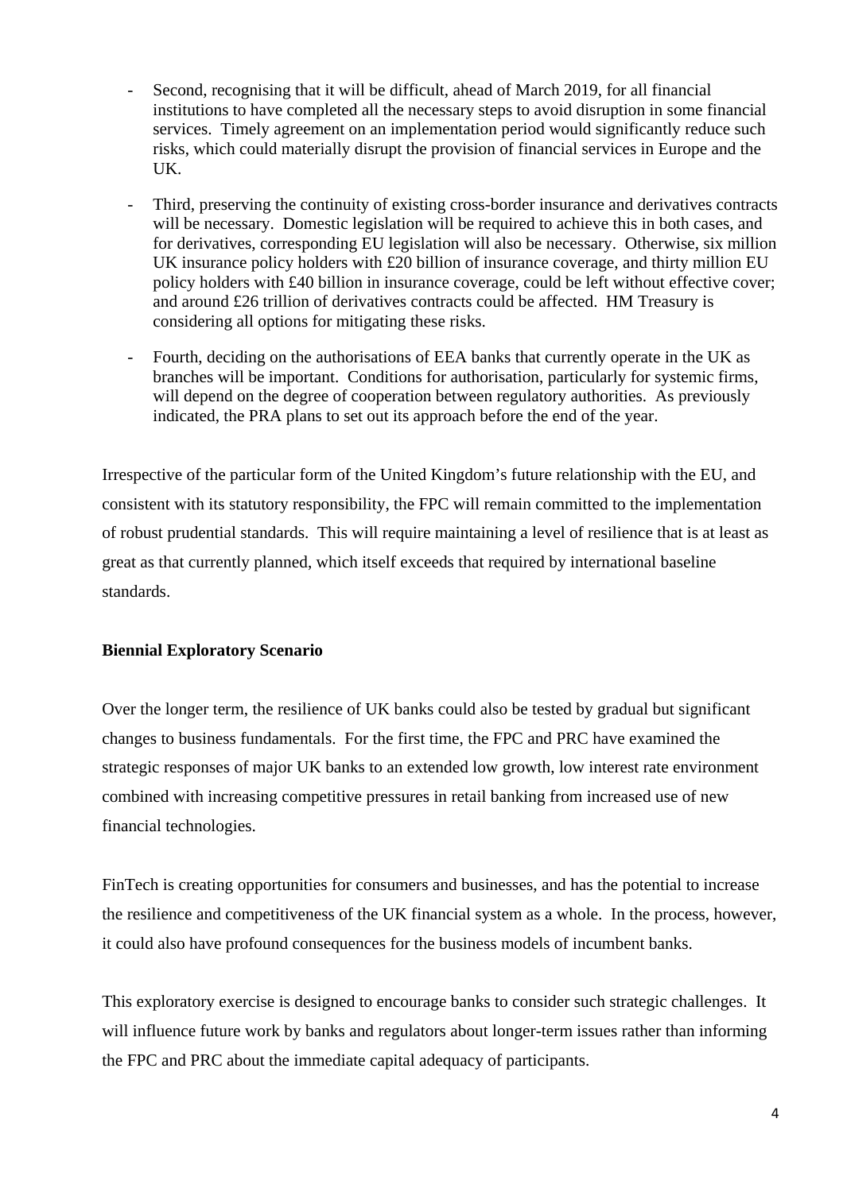- Second, recognising that it will be difficult, ahead of March 2019, for all financial institutions to have completed all the necessary steps to avoid disruption in some financial services. Timely agreement on an implementation period would significantly reduce such risks, which could materially disrupt the provision of financial services in Europe and the UK.

- Third, preserving the continuity of existing cross-border insurance and derivatives contracts will be necessary. Domestic legislation will be required to achieve this in both cases, and for derivatives, corresponding EU legislation will also be necessary. Otherwise, six million UK insurance policy holders with £20 billion of insurance coverage, and thirty million EU policy holders with £40 billion in insurance coverage, could be left without effective cover; and around £26 trillion of derivatives contracts could be affected. HM Treasury is considering all options for mitigating these risks.

- Fourth, deciding on the authorisations of EEA banks that currently operate in the UK as branches will be important. Conditions for authorisation, particularly for systemic firms, will depend on the degree of cooperation between regulatory authorities. As previously indicated, the PRA plans to set out its approach before the end of the year.

Irrespective of the particular form of the United Kingdom's future relationship with the EU, and consistent with its statutory responsibility, the FPC will remain committed to the implementation of robust prudential standards. This will require maintaining a level of resilience that is at least as great as that currently planned, which itself exceeds that required by international baseline standards.

**Biennial Exploratory Scenario**

Over the longer term, the resilience of UK banks could also be tested by gradual but significant changes to business fundamentals. For the first time, the FPC and PRC have examined the strategic responses of major UK banks to an extended low growth, low interest rate environment combined with increasing competitive pressures in retail banking from increased use of new financial technologies.

FinTech is creating opportunities for consumers and businesses, and has the potential to increase the resilience and competitiveness of the UK financial system as a whole. In the process, however, it could also have profound consequences for the business models of incumbent banks.

This exploratory exercise is designed to encourage banks to consider such strategic challenges. It will influence future work by banks and regulators about longer-term issues rather than informing the FPC and PRC about the immediate capital adequacy of participants.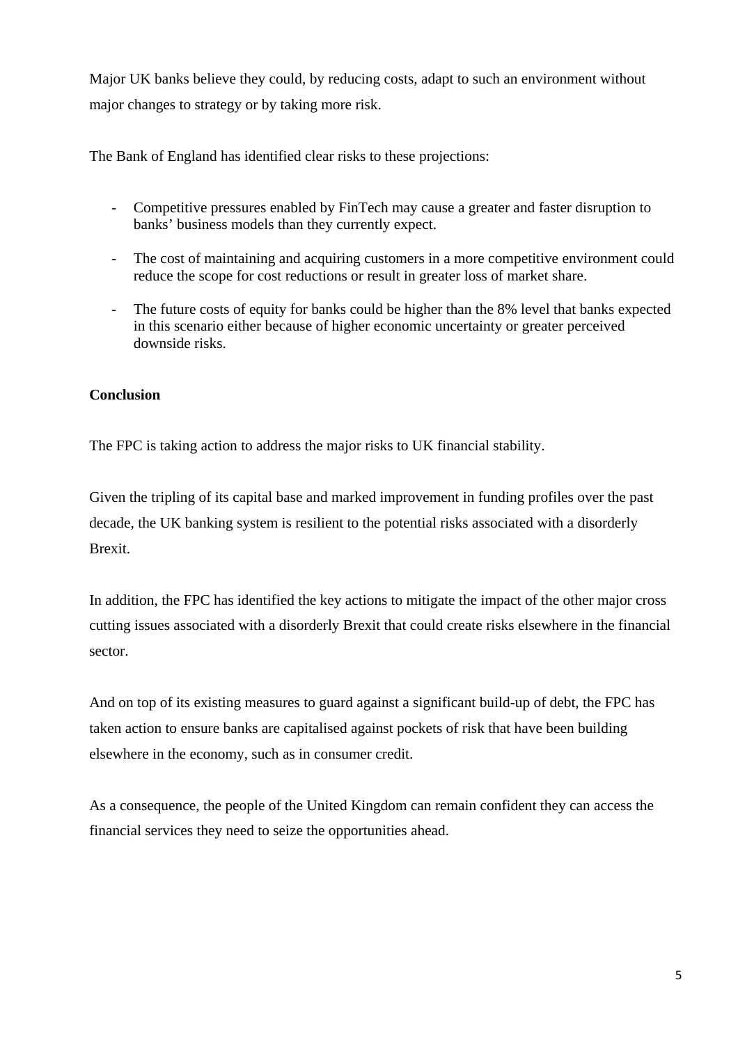Major UK banks believe they could, by reducing costs, adapt to such an environment without major changes to strategy or by taking more risk.

The Bank of England has identified clear risks to these projections:

- Competitive pressures enabled by FinTech may cause a greater and faster disruption to banks' business models than they currently expect.
- The cost of maintaining and acquiring customers in a more competitive environment could reduce the scope for cost reductions or result in greater loss of market share.
- The future costs of equity for banks could be higher than the 8% level that banks expected in this scenario either because of higher economic uncertainty or greater perceived downside risks.

**Conclusion**

The FPC is taking action to address the major risks to UK financial stability.

Given the tripling of its capital base and marked improvement in funding profiles over the past decade, the UK banking system is resilient to the potential risks associated with a disorderly Brexit.

In addition, the FPC has identified the key actions to mitigate the impact of the other major cross cutting issues associated with a disorderly Brexit that could create risks elsewhere in the financial sector.

And on top of its existing measures to guard against a significant build-up of debt, the FPC has taken action to ensure banks are capitalised against pockets of risk that have been building elsewhere in the economy, such as in consumer credit.

As a consequence, the people of the United Kingdom can remain confident they can access the financial services they need to seize the opportunities ahead.